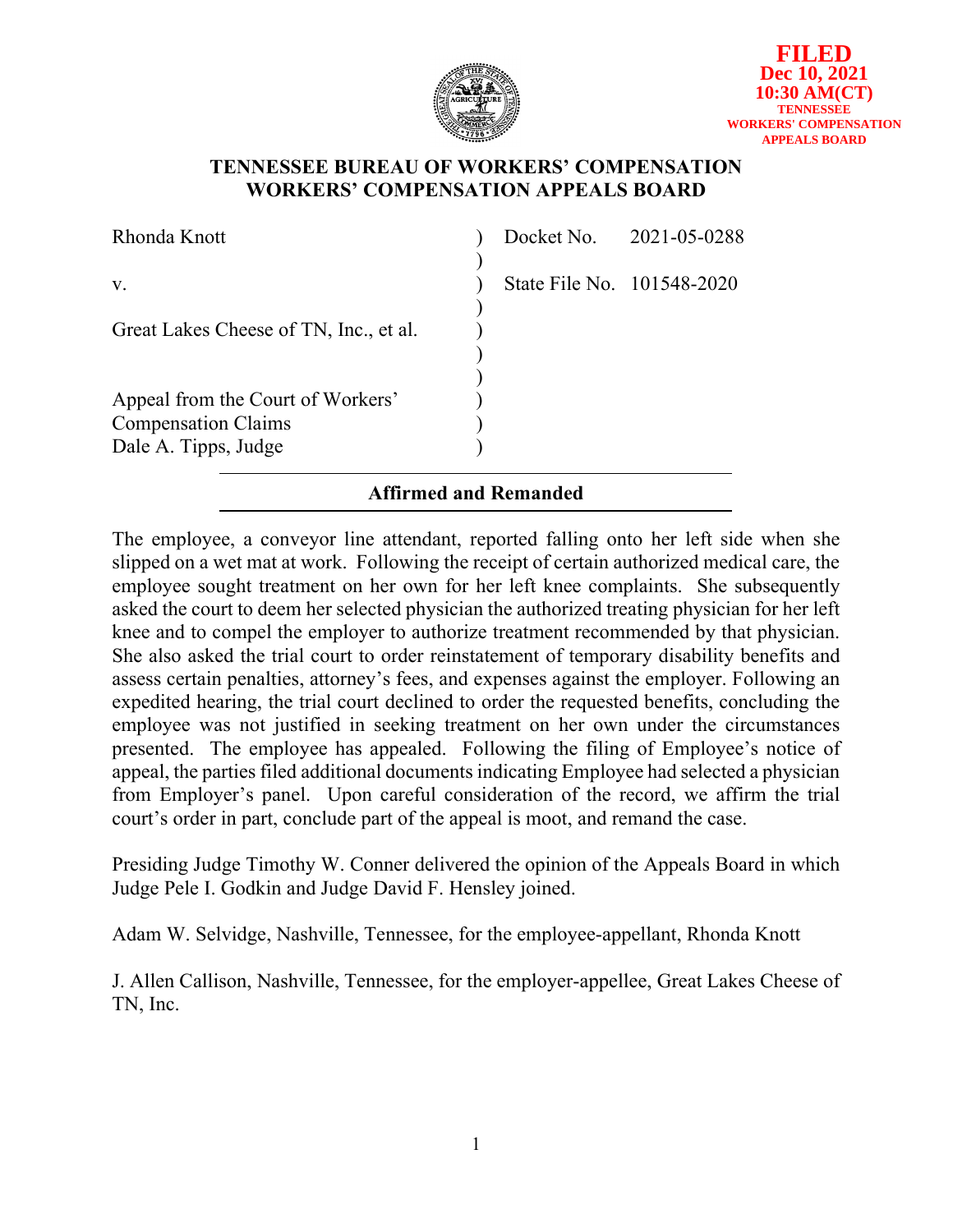**FILED**
**Dec 10, 2021**
**10:30 AM(CT)**
**TENNESSEE WORKERS' COMPENSATION APPEALS BOARD**

# TENNESSEE BUREAU OF WORKERS' COMPENSATION
# WORKERS' COMPENSATION APPEALS BOARD

| | | |
|---|---|---|
| Rhonda Knott | ) | Docket No. 2021-05-0288 |
| | ) | |
| v. | ) | State File No. 101548-2020 |
| | ) | |
| Great Lakes Cheese of TN, Inc., et al. | ) | |
| | ) | |
| | ) | |
| Appeal from the Court of Workers' | ) | |
| Compensation Claims | ) | |
| Dale A. Tipps, Judge | ) | |

---

**Affirmed and Remanded**

---

The employee, a conveyor line attendant, reported falling onto her left side when she slipped on a wet mat at work. Following the receipt of certain authorized medical care, the employee sought treatment on her own for her left knee complaints. She subsequently asked the court to deem her selected physician the authorized treating physician for her left knee and to compel the employer to authorize treatment recommended by that physician. She also asked the trial court to order reinstatement of temporary disability benefits and assess certain penalties, attorney's fees, and expenses against the employer. Following an expedited hearing, the trial court declined to order the requested benefits, concluding the employee was not justified in seeking treatment on her own under the circumstances presented. The employee has appealed. Following the filing of Employee's notice of appeal, the parties filed additional documents indicating Employee had selected a physician from Employer's panel. Upon careful consideration of the record, we affirm the trial court's order in part, conclude part of the appeal is moot, and remand the case.

Presiding Judge Timothy W. Conner delivered the opinion of the Appeals Board in which Judge Pele I. Godkin and Judge David F. Hensley joined.

Adam W. Selvidge, Nashville, Tennessee, for the employee-appellant, Rhonda Knott

J. Allen Callison, Nashville, Tennessee, for the employer-appellee, Great Lakes Cheese of TN, Inc.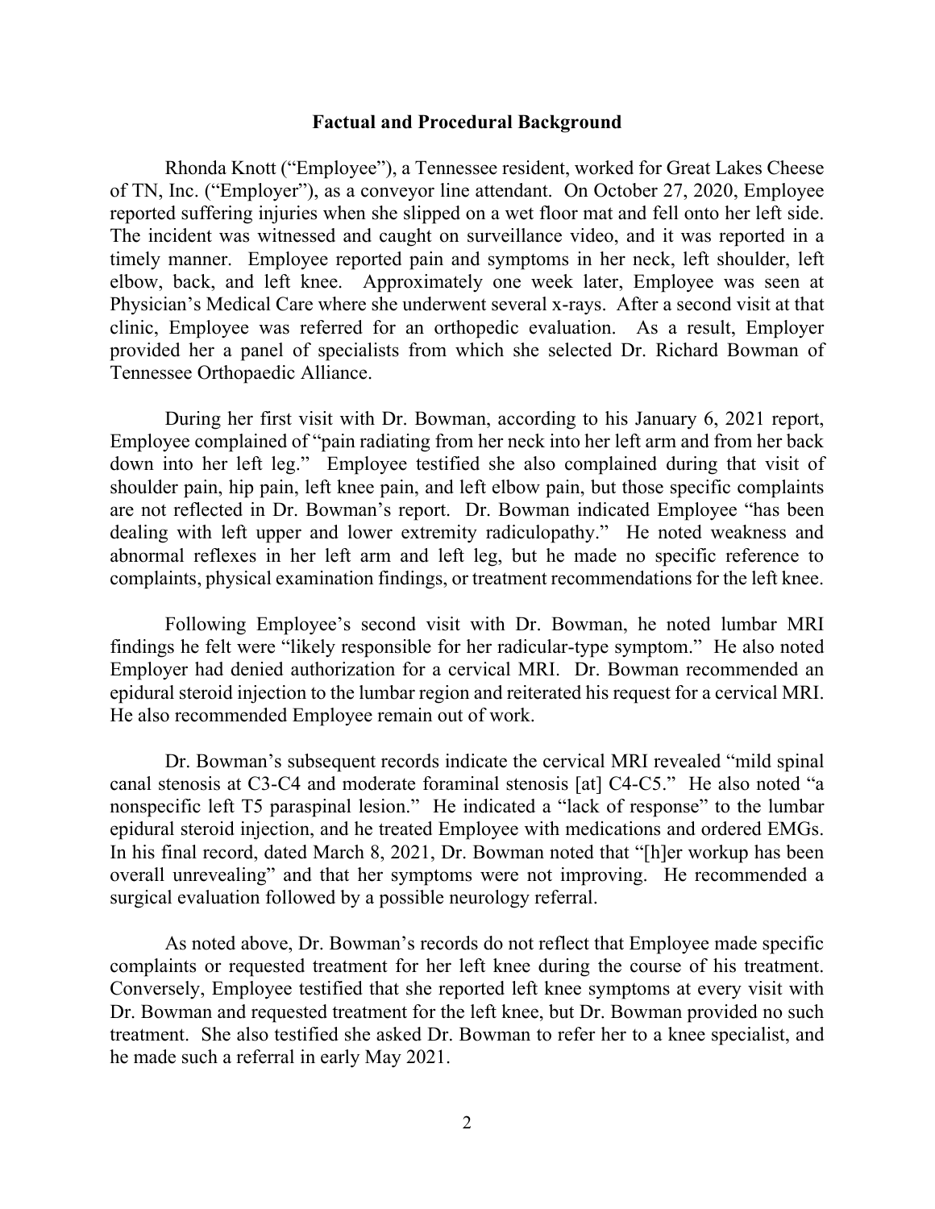## Factual and Procedural Background

Rhonda Knott ("Employee"), a Tennessee resident, worked for Great Lakes Cheese of TN, Inc. ("Employer"), as a conveyor line attendant. On October 27, 2020, Employee reported suffering injuries when she slipped on a wet floor mat and fell onto her left side. The incident was witnessed and caught on surveillance video, and it was reported in a timely manner. Employee reported pain and symptoms in her neck, left shoulder, left elbow, back, and left knee. Approximately one week later, Employee was seen at Physician's Medical Care where she underwent several x-rays. After a second visit at that clinic, Employee was referred for an orthopedic evaluation. As a result, Employer provided her a panel of specialists from which she selected Dr. Richard Bowman of Tennessee Orthopaedic Alliance.

During her first visit with Dr. Bowman, according to his January 6, 2021 report, Employee complained of "pain radiating from her neck into her left arm and from her back down into her left leg." Employee testified she also complained during that visit of shoulder pain, hip pain, left knee pain, and left elbow pain, but those specific complaints are not reflected in Dr. Bowman's report. Dr. Bowman indicated Employee "has been dealing with left upper and lower extremity radiculopathy." He noted weakness and abnormal reflexes in her left arm and left leg, but he made no specific reference to complaints, physical examination findings, or treatment recommendations for the left knee.

Following Employee's second visit with Dr. Bowman, he noted lumbar MRI findings he felt were "likely responsible for her radicular-type symptom." He also noted Employer had denied authorization for a cervical MRI. Dr. Bowman recommended an epidural steroid injection to the lumbar region and reiterated his request for a cervical MRI. He also recommended Employee remain out of work.

Dr. Bowman's subsequent records indicate the cervical MRI revealed "mild spinal canal stenosis at C3-C4 and moderate foraminal stenosis [at] C4-C5." He also noted "a nonspecific left T5 paraspinal lesion." He indicated a "lack of response" to the lumbar epidural steroid injection, and he treated Employee with medications and ordered EMGs. In his final record, dated March 8, 2021, Dr. Bowman noted that "[h]er workup has been overall unrevealing" and that her symptoms were not improving. He recommended a surgical evaluation followed by a possible neurology referral.

As noted above, Dr. Bowman's records do not reflect that Employee made specific complaints or requested treatment for her left knee during the course of his treatment. Conversely, Employee testified that she reported left knee symptoms at every visit with Dr. Bowman and requested treatment for the left knee, but Dr. Bowman provided no such treatment. She also testified she asked Dr. Bowman to refer her to a knee specialist, and he made such a referral in early May 2021.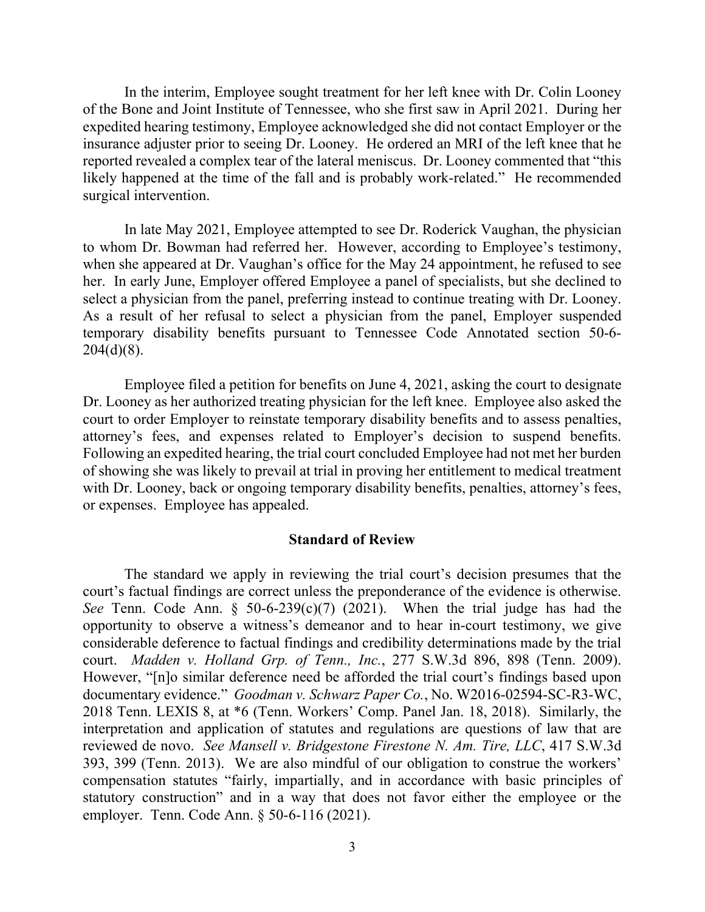In the interim, Employee sought treatment for her left knee with Dr. Colin Looney of the Bone and Joint Institute of Tennessee, who she first saw in April 2021. During her expedited hearing testimony, Employee acknowledged she did not contact Employer or the insurance adjuster prior to seeing Dr. Looney. He ordered an MRI of the left knee that he reported revealed a complex tear of the lateral meniscus. Dr. Looney commented that "this likely happened at the time of the fall and is probably work-related." He recommended surgical intervention.

In late May 2021, Employee attempted to see Dr. Roderick Vaughan, the physician to whom Dr. Bowman had referred her. However, according to Employee's testimony, when she appeared at Dr. Vaughan's office for the May 24 appointment, he refused to see her. In early June, Employer offered Employee a panel of specialists, but she declined to select a physician from the panel, preferring instead to continue treating with Dr. Looney. As a result of her refusal to select a physician from the panel, Employer suspended temporary disability benefits pursuant to Tennessee Code Annotated section 50-6-204(d)(8).

Employee filed a petition for benefits on June 4, 2021, asking the court to designate Dr. Looney as her authorized treating physician for the left knee. Employee also asked the court to order Employer to reinstate temporary disability benefits and to assess penalties, attorney's fees, and expenses related to Employer's decision to suspend benefits. Following an expedited hearing, the trial court concluded Employee had not met her burden of showing she was likely to prevail at trial in proving her entitlement to medical treatment with Dr. Looney, back or ongoing temporary disability benefits, penalties, attorney's fees, or expenses. Employee has appealed.

## Standard of Review

The standard we apply in reviewing the trial court's decision presumes that the court's factual findings are correct unless the preponderance of the evidence is otherwise. *See* Tenn. Code Ann. § 50-6-239(c)(7) (2021). When the trial judge has had the opportunity to observe a witness's demeanor and to hear in-court testimony, we give considerable deference to factual findings and credibility determinations made by the trial court. *Madden v. Holland Grp. of Tenn., Inc.*, 277 S.W.3d 896, 898 (Tenn. 2009). However, "[n]o similar deference need be afforded the trial court's findings based upon documentary evidence." *Goodman v. Schwarz Paper Co.*, No. W2016-02594-SC-R3-WC, 2018 Tenn. LEXIS 8, at *6 (Tenn. Workers' Comp. Panel Jan. 18, 2018). Similarly, the interpretation and application of statutes and regulations are questions of law that are reviewed de novo. *See Mansell v. Bridgestone Firestone N. Am. Tire, LLC*, 417 S.W.3d 393, 399 (Tenn. 2013). We are also mindful of our obligation to construe the workers' compensation statutes "fairly, impartially, and in accordance with basic principles of statutory construction" and in a way that does not favor either the employee or the employer. Tenn. Code Ann. § 50-6-116 (2021).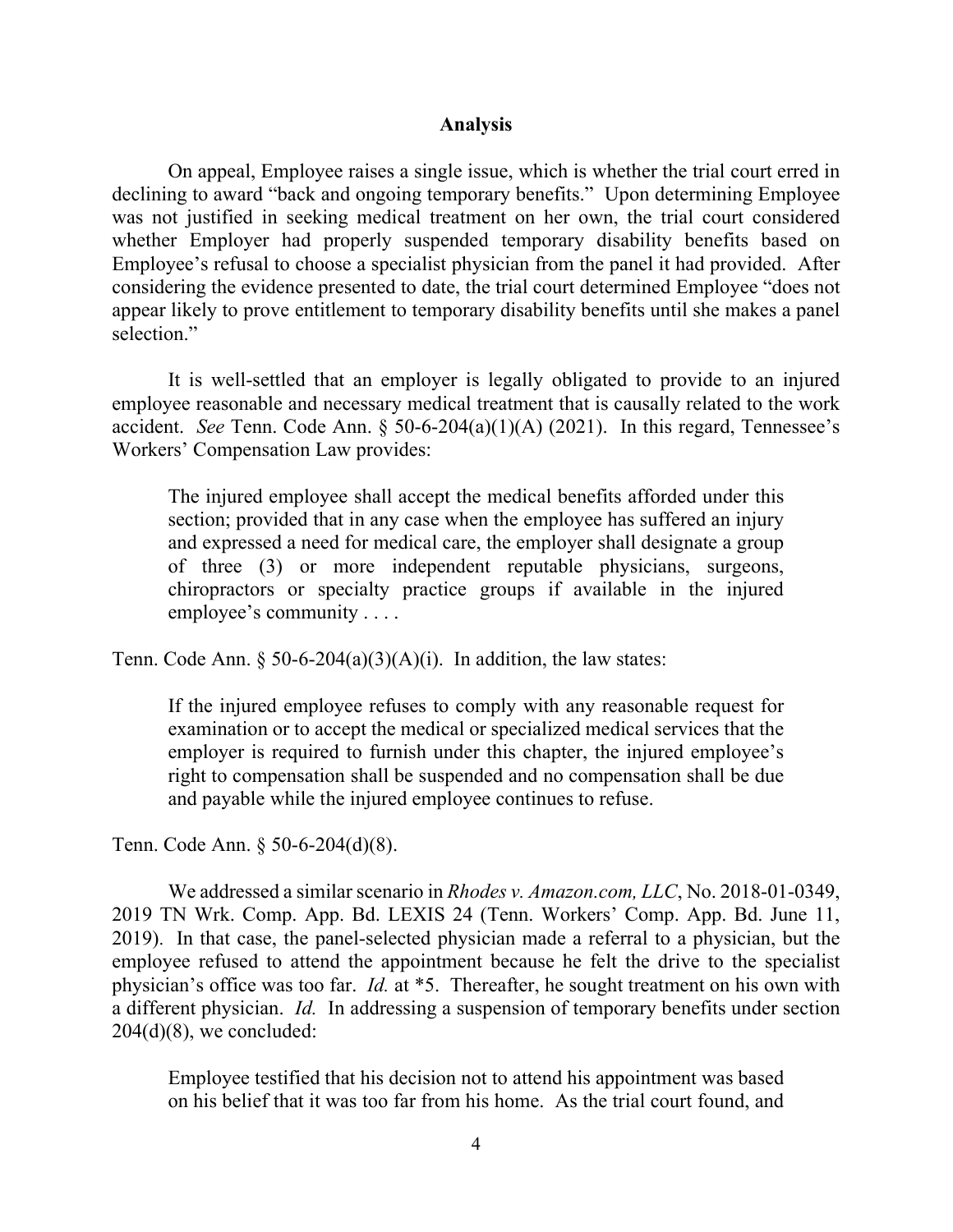## Analysis

On appeal, Employee raises a single issue, which is whether the trial court erred in declining to award "back and ongoing temporary benefits." Upon determining Employee was not justified in seeking medical treatment on her own, the trial court considered whether Employer had properly suspended temporary disability benefits based on Employee's refusal to choose a specialist physician from the panel it had provided. After considering the evidence presented to date, the trial court determined Employee "does not appear likely to prove entitlement to temporary disability benefits until she makes a panel selection."

It is well-settled that an employer is legally obligated to provide to an injured employee reasonable and necessary medical treatment that is causally related to the work accident. *See* Tenn. Code Ann. § 50-6-204(a)(1)(A) (2021). In this regard, Tennessee's Workers' Compensation Law provides:

> The injured employee shall accept the medical benefits afforded under this section; provided that in any case when the employee has suffered an injury and expressed a need for medical care, the employer shall designate a group of three (3) or more independent reputable physicians, surgeons, chiropractors or specialty practice groups if available in the injured employee's community . . . .

Tenn. Code Ann. § 50-6-204(a)(3)(A)(i). In addition, the law states:

> If the injured employee refuses to comply with any reasonable request for examination or to accept the medical or specialized medical services that the employer is required to furnish under this chapter, the injured employee's right to compensation shall be suspended and no compensation shall be due and payable while the injured employee continues to refuse.

Tenn. Code Ann. § 50-6-204(d)(8).

We addressed a similar scenario in *Rhodes v. Amazon.com, LLC*, No. 2018-01-0349, 2019 TN Wrk. Comp. App. Bd. LEXIS 24 (Tenn. Workers' Comp. App. Bd. June 11, 2019). In that case, the panel-selected physician made a referral to a physician, but the employee refused to attend the appointment because he felt the drive to the specialist physician's office was too far. *Id.* at *5. Thereafter, he sought treatment on his own with a different physician. *Id.* In addressing a suspension of temporary benefits under section 204(d)(8), we concluded:

> Employee testified that his decision not to attend his appointment was based on his belief that it was too far from his home. As the trial court found, and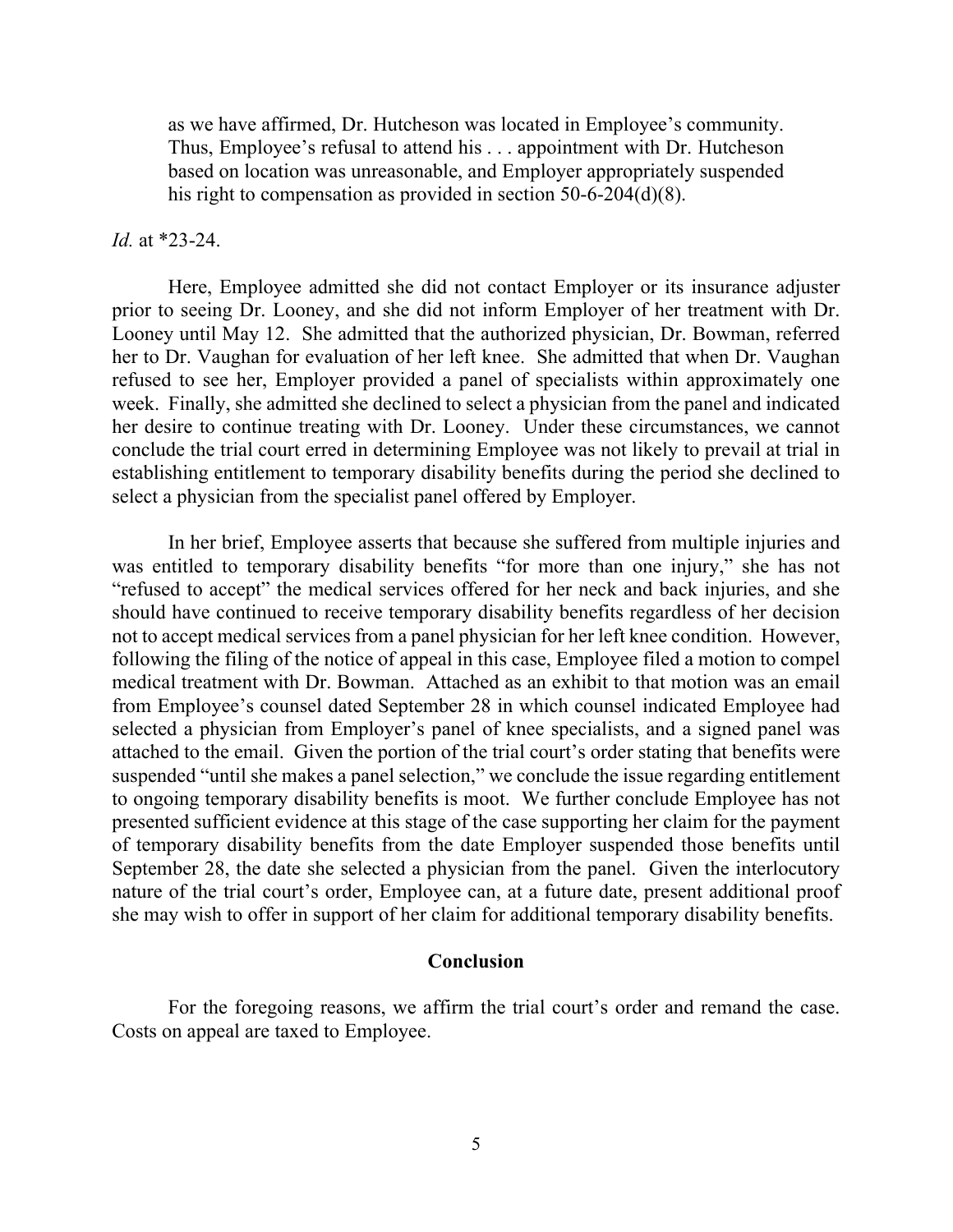> as we have affirmed, Dr. Hutcheson was located in Employee's community. Thus, Employee's refusal to attend his . . . appointment with Dr. Hutcheson based on location was unreasonable, and Employer appropriately suspended his right to compensation as provided in section 50-6-204(d)(8).

*Id.* at *23-24.

Here, Employee admitted she did not contact Employer or its insurance adjuster prior to seeing Dr. Looney, and she did not inform Employer of her treatment with Dr. Looney until May 12. She admitted that the authorized physician, Dr. Bowman, referred her to Dr. Vaughan for evaluation of her left knee. She admitted that when Dr. Vaughan refused to see her, Employer provided a panel of specialists within approximately one week. Finally, she admitted she declined to select a physician from the panel and indicated her desire to continue treating with Dr. Looney. Under these circumstances, we cannot conclude the trial court erred in determining Employee was not likely to prevail at trial in establishing entitlement to temporary disability benefits during the period she declined to select a physician from the specialist panel offered by Employer.

In her brief, Employee asserts that because she suffered from multiple injuries and was entitled to temporary disability benefits "for more than one injury," she has not "refused to accept" the medical services offered for her neck and back injuries, and she should have continued to receive temporary disability benefits regardless of her decision not to accept medical services from a panel physician for her left knee condition. However, following the filing of the notice of appeal in this case, Employee filed a motion to compel medical treatment with Dr. Bowman. Attached as an exhibit to that motion was an email from Employee's counsel dated September 28 in which counsel indicated Employee had selected a physician from Employer's panel of knee specialists, and a signed panel was attached to the email. Given the portion of the trial court's order stating that benefits were suspended "until she makes a panel selection," we conclude the issue regarding entitlement to ongoing temporary disability benefits is moot. We further conclude Employee has not presented sufficient evidence at this stage of the case supporting her claim for the payment of temporary disability benefits from the date Employer suspended those benefits until September 28, the date she selected a physician from the panel. Given the interlocutory nature of the trial court's order, Employee can, at a future date, present additional proof she may wish to offer in support of her claim for additional temporary disability benefits.

## Conclusion

For the foregoing reasons, we affirm the trial court's order and remand the case. Costs on appeal are taxed to Employee.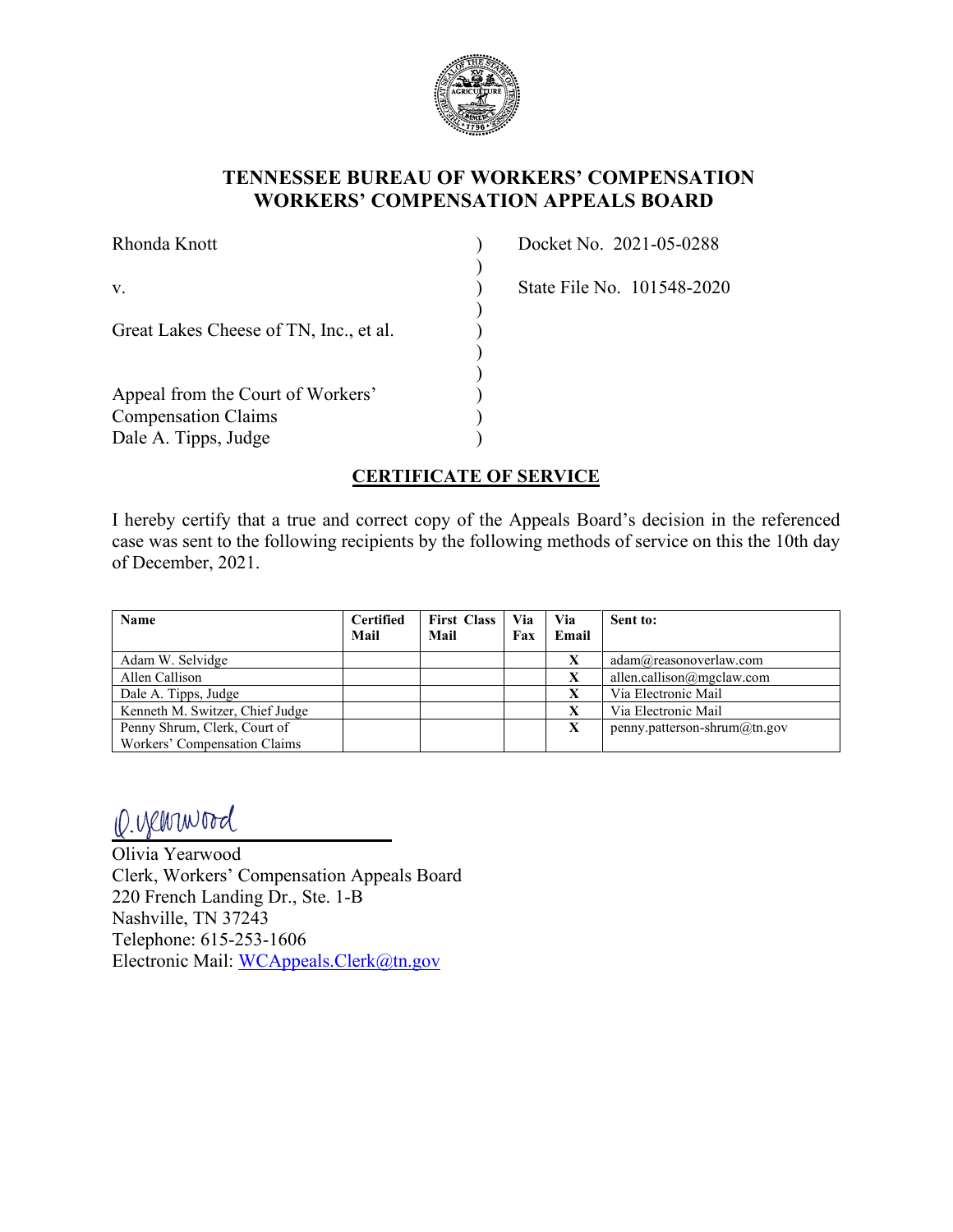# TENNESSEE BUREAU OF WORKERS' COMPENSATION
# WORKERS' COMPENSATION APPEALS BOARD

| | | |
|---|---|---|
| Rhonda Knott | ) | Docket No. 2021-05-0288 |
| | ) | |
| v. | ) | State File No. 101548-2020 |
| | ) | |
| Great Lakes Cheese of TN, Inc., et al. | ) | |
| | ) | |
| | ) | |
| Appeal from the Court of Workers' | ) | |
| Compensation Claims | ) | |
| Dale A. Tipps, Judge | ) | |

## CERTIFICATE OF SERVICE

I hereby certify that a true and correct copy of the Appeals Board's decision in the referenced case was sent to the following recipients by the following methods of service on this the 10th day of December, 2021.

| Name | Certified Mail | First Class Mail | Via Fax | Via Email | Sent to: |
|---|---|---|---|---|---|
| Adam W. Selvidge | | | | X | adam@reasonoverlaw.com |
| Allen Callison | | | | X | allen.callison@mgclaw.com |
| Dale A. Tipps, Judge | | | | X | Via Electronic Mail |
| Kenneth M. Switzer, Chief Judge | | | | X | Via Electronic Mail |
| Penny Shrum, Clerk, Court of Workers' Compensation Claims | | | | X | penny.patterson-shrum@tn.gov |

O. Yearwood

Olivia Yearwood
Clerk, Workers' Compensation Appeals Board
220 French Landing Dr., Ste. 1-B
Nashville, TN 37243
Telephone: 615-253-1606
Electronic Mail: WCAppeals.Clerk@tn.gov